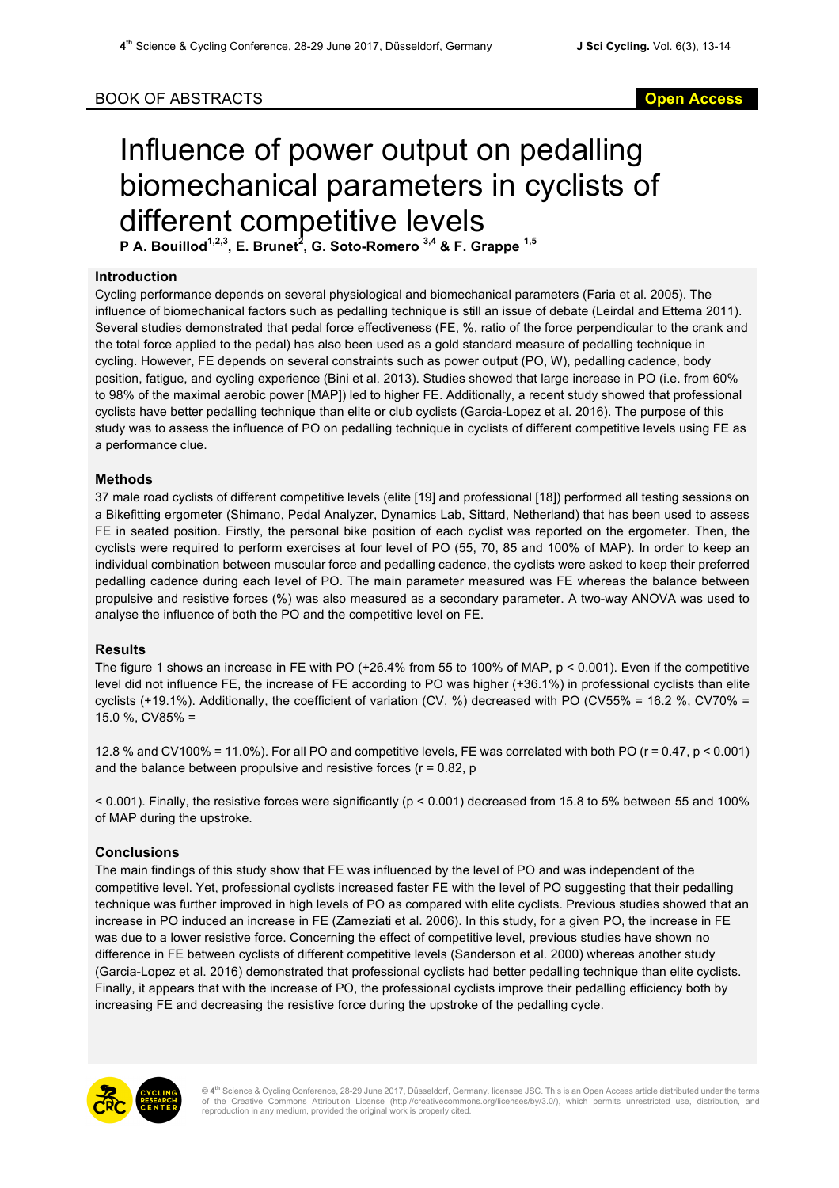BOOK OF ABSTRACTS

Open Access

# Influence of power output on pedalling biomechanical parameters in cyclists of different competitive levels

**P A. Bouillod[1,2,3], E. Brunet[2], G. Soto-Romero [3,4] & F. Grappe [1,5]**

## Introduction

Cycling performance depends on several physiological and biomechanical parameters (Faria et al. 2005). The influence of biomechanical factors such as pedalling technique is still an issue of debate (Leirdal and Ettema 2011). Several studies demonstrated that pedal force effectiveness (FE, %, ratio of the force perpendicular to the crank and the total force applied to the pedal) has also been used as a gold standard measure of pedalling technique in cycling. However, FE depends on several constraints such as power output (PO, W), pedalling cadence, body position, fatigue, and cycling experience (Bini et al. 2013). Studies showed that large increase in PO (i.e. from 60% to 98% of the maximal aerobic power [MAP]) led to higher FE. Additionally, a recent study showed that professional cyclists have better pedalling technique than elite or club cyclists (Garcia-Lopez et al. 2016). The purpose of this study was to assess the influence of PO on pedalling technique in cyclists of different competitive levels using FE as a performance clue.

## Methods

37 male road cyclists of different competitive levels (elite [19] and professional [18]) performed all testing sessions on a Bikefitting ergometer (Shimano, Pedal Analyzer, Dynamics Lab, Sittard, Netherland) that has been used to assess FE in seated position. Firstly, the personal bike position of each cyclist was reported on the ergometer. Then, the cyclists were required to perform exercises at four level of PO (55, 70, 85 and 100% of MAP). In order to keep an individual combination between muscular force and pedalling cadence, the cyclists were asked to keep their preferred pedalling cadence during each level of PO. The main parameter measured was FE whereas the balance between propulsive and resistive forces (%) was also measured as a secondary parameter. A two-way ANOVA was used to analyse the influence of both the PO and the competitive level on FE.

## Results

The figure 1 shows an increase in FE with PO (+26.4% from 55 to 100% of MAP, $p < 0.001$). Even if the competitive level did not influence FE, the increase of FE according to PO was higher (+36.1%) in professional cyclists than elite cyclists (+19.1%). Additionally, the coefficient of variation (CV, %) decreased with PO ($CV_{55\%}$ = 16.2 %, $CV_{70\%}$ = 15.0 %, $CV_{85\%}$ = 12.8 % and $CV_{100\%}$ = 11.0%). For all PO and competitive levels, FE was correlated with both PO ($r = 0.47$, $p < 0.001$) and the balance between propulsive and resistive forces ($r = 0.82$, $p < 0.001$). Finally, the resistive forces were significantly ($p < 0.001$) decreased from 15.8 to 5% between 55 and 100% of MAP during the upstroke.

## Conclusions

The main findings of this study show that FE was influenced by the level of PO and was independent of the competitive level. Yet, professional cyclists increased faster FE with the level of PO suggesting that their pedalling technique was further improved in high levels of PO as compared with elite cyclists. Previous studies showed that an increase in PO induced an increase in FE (Zameziati et al. 2006). In this study, for a given PO, the increase in FE was due to a lower resistive force. Concerning the effect of competitive level, previous studies have shown no difference in FE between cyclists of different competitive levels (Sanderson et al. 2000) whereas another study (Garcia-Lopez et al. 2016) demonstrated that professional cyclists had better pedalling technique than elite cyclists. Finally, it appears that with the increase of PO, the professional cyclists improve their pedalling efficiency both by increasing FE and decreasing the resistive force during the upstroke of the pedalling cycle.

© 4th Science & Cycling Conference, 28-29 June 2017, Düsseldorf, Germany. licensee JSC. This is an Open Access article distributed under the terms of the Creative Commons Attribution License (http://creativecommons.org/licenses/by/3.0/), which permits unrestricted use, distribution, and reproduction in any medium, provided the original work is properly cited.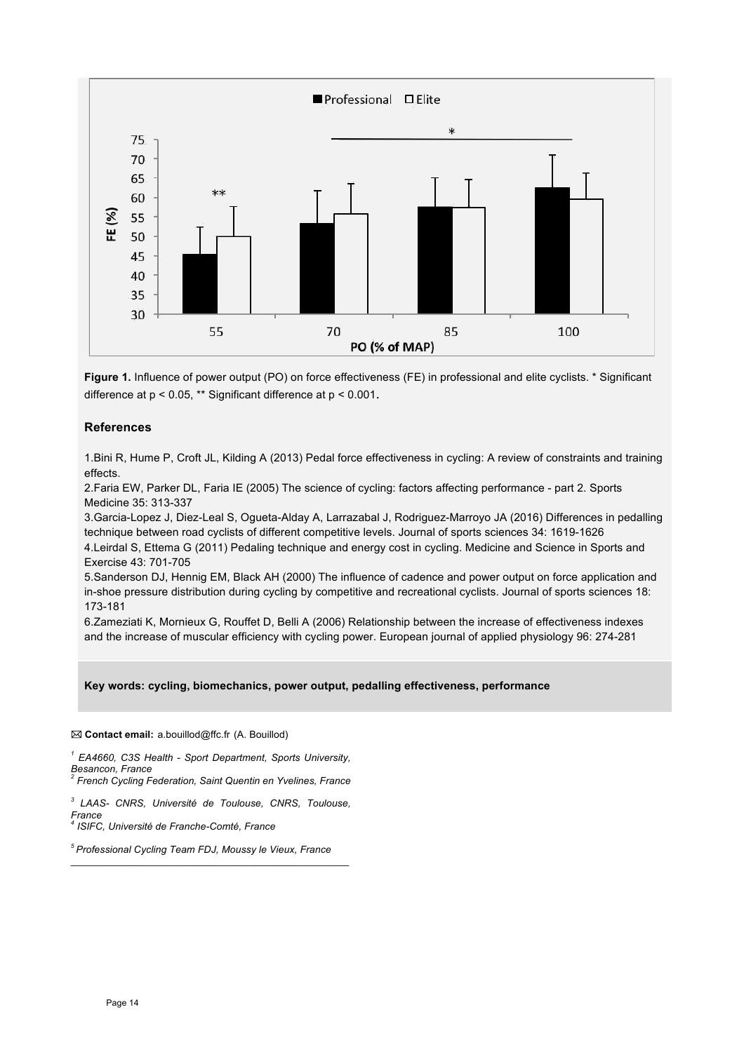■ Professional □ Elite

*

75
70
65
60
55
50
45
40
35
30

FE (%)

**

55
70
85
100

PO (% of MAP)

**Figure 1.** Influence of power output (PO) on force effectiveness (FE) in professional and elite cyclists. * Significant difference at $p < 0.05$, ** Significant difference at $p < 0.001$.

### References

1.Bini R, Hume P, Croft JL, Kilding A (2013) Pedal force effectiveness in cycling: A review of constraints and training effects.

2.Faria EW, Parker DL, Faria IE (2005) The science of cycling: factors affecting performance - part 2. Sports Medicine 35: 313-337

3.Garcia-Lopez J, Diez-Leal S, Ogueta-Alday A, Larrazabal J, Rodriguez-Marroyo JA (2016) Differences in pedalling technique between road cyclists of different competitive levels. Journal of sports sciences 34: 1619-1626

4.Leirdal S, Ettema G (2011) Pedaling technique and energy cost in cycling. Medicine and Science in Sports and Exercise 43: 701-705

5.Sanderson DJ, Hennig EM, Black AH (2000) The influence of cadence and power output on force application and in-shoe pressure distribution during cycling by competitive and recreational cyclists. Journal of sports sciences 18: 173-181

6.Zameziati K, Mornieux G, Rouffet D, Belli A (2006) Relationship between the increase of effectiveness indexes and the increase of muscular efficiency with cycling power. European journal of applied physiology 96: 274-281

**Key words: cycling, biomechanics, power output, pedalling effectiveness, performance**

✉ **Contact email:** a.bouillod@ffc.fr (A. Bouillod)

[1] *EA4660, C3S Health - Sport Department, Sports University, Besancon, France*
[2] *French Cycling Federation, Saint Quentin en Yvelines, France*

[3] *LAAS- CNRS, Université de Toulouse, CNRS, Toulouse, France*
[4] *ISIFC, Université de Franche-Comté, France*

[5] *Professional Cycling Team FDJ, Moussy le Vieux, France*